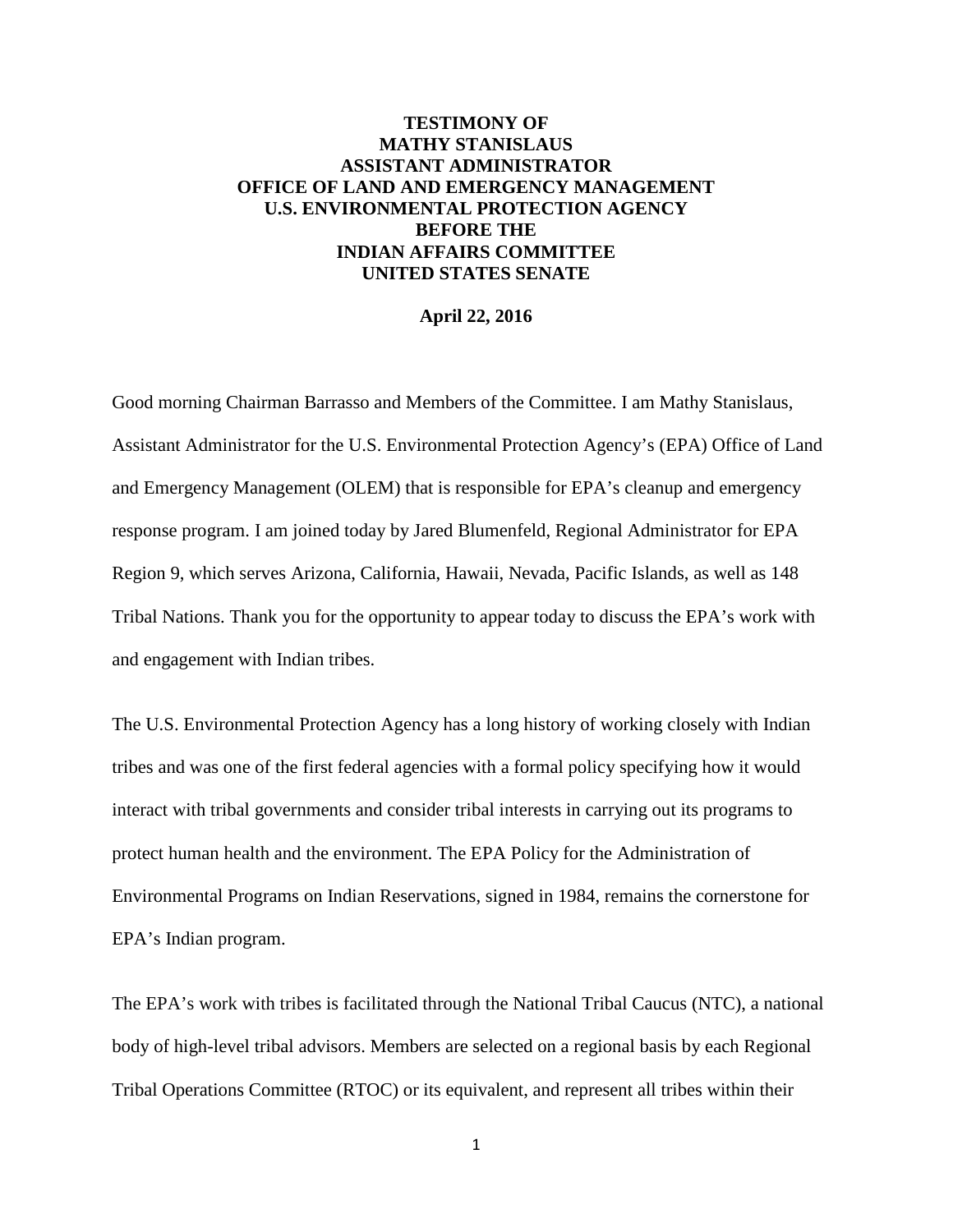**TESTIMONY OF**
**MATHY STANISLAUS**
**ASSISTANT ADMINISTRATOR**
**OFFICE OF LAND AND EMERGENCY MANAGEMENT**
**U.S. ENVIRONMENTAL PROTECTION AGENCY**
**BEFORE THE**
**INDIAN AFFAIRS COMMITTEE**
**UNITED STATES SENATE**

**April 22, 2016**

Good morning Chairman Barrasso and Members of the Committee. I am Mathy Stanislaus, Assistant Administrator for the U.S. Environmental Protection Agency's (EPA) Office of Land and Emergency Management (OLEM) that is responsible for EPA's cleanup and emergency response program. I am joined today by Jared Blumenfeld, Regional Administrator for EPA Region 9, which serves Arizona, California, Hawaii, Nevada, Pacific Islands, as well as 148 Tribal Nations. Thank you for the opportunity to appear today to discuss the EPA's work with and engagement with Indian tribes.

The U.S. Environmental Protection Agency has a long history of working closely with Indian tribes and was one of the first federal agencies with a formal policy specifying how it would interact with tribal governments and consider tribal interests in carrying out its programs to protect human health and the environment. The EPA Policy for the Administration of Environmental Programs on Indian Reservations, signed in 1984, remains the cornerstone for EPA's Indian program.

The EPA's work with tribes is facilitated through the National Tribal Caucus (NTC), a national body of high-level tribal advisors. Members are selected on a regional basis by each Regional Tribal Operations Committee (RTOC) or its equivalent, and represent all tribes within their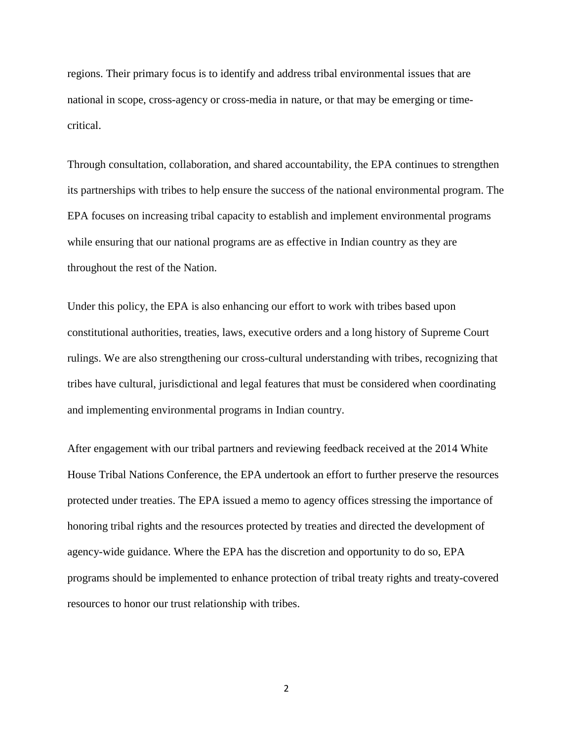regions. Their primary focus is to identify and address tribal environmental issues that are national in scope, cross-agency or cross-media in nature, or that may be emerging or time-critical.

Through consultation, collaboration, and shared accountability, the EPA continues to strengthen its partnerships with tribes to help ensure the success of the national environmental program. The EPA focuses on increasing tribal capacity to establish and implement environmental programs while ensuring that our national programs are as effective in Indian country as they are throughout the rest of the Nation.

Under this policy, the EPA is also enhancing our effort to work with tribes based upon constitutional authorities, treaties, laws, executive orders and a long history of Supreme Court rulings. We are also strengthening our cross-cultural understanding with tribes, recognizing that tribes have cultural, jurisdictional and legal features that must be considered when coordinating and implementing environmental programs in Indian country.

After engagement with our tribal partners and reviewing feedback received at the 2014 White House Tribal Nations Conference, the EPA undertook an effort to further preserve the resources protected under treaties. The EPA issued a memo to agency offices stressing the importance of honoring tribal rights and the resources protected by treaties and directed the development of agency-wide guidance. Where the EPA has the discretion and opportunity to do so, EPA programs should be implemented to enhance protection of tribal treaty rights and treaty-covered resources to honor our trust relationship with tribes.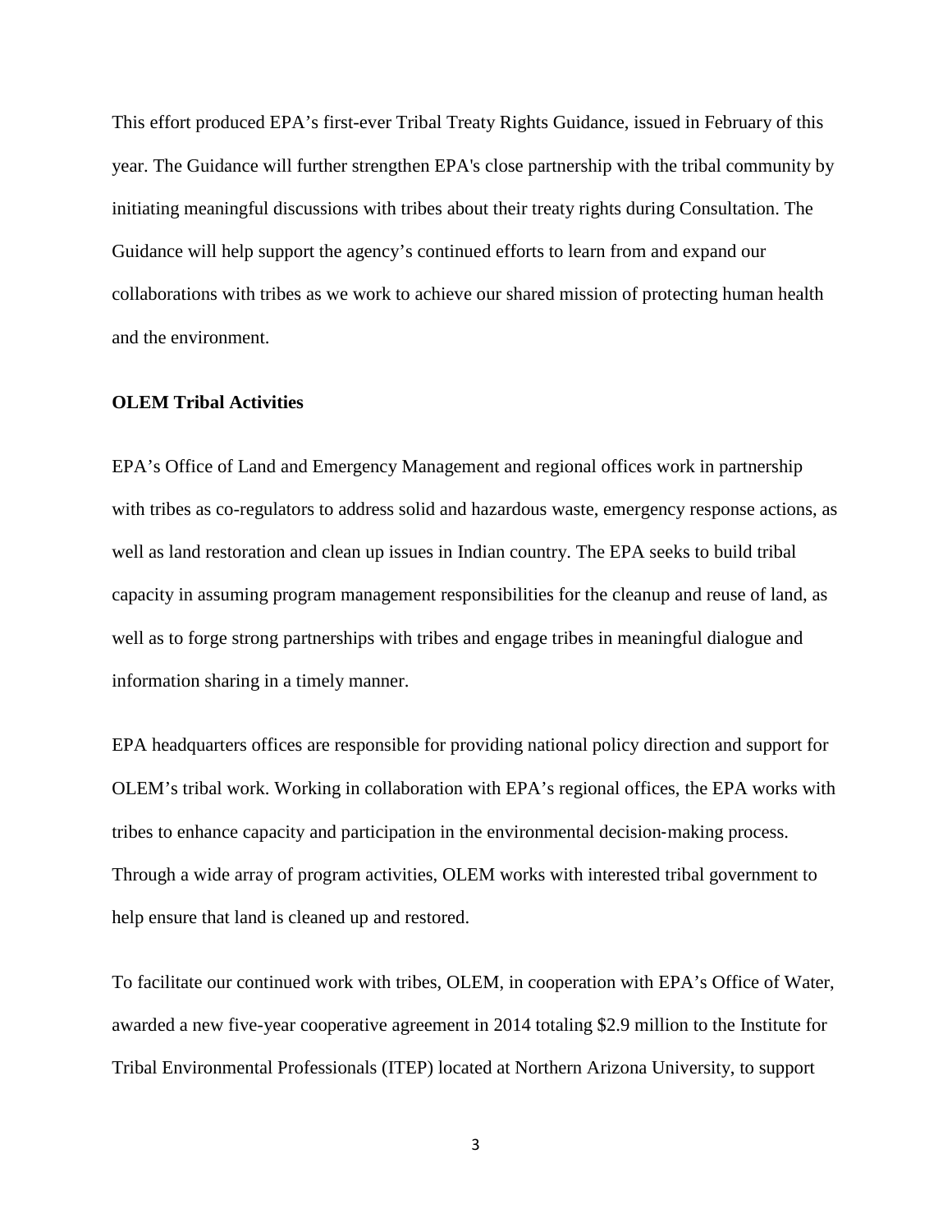This effort produced EPA's first-ever Tribal Treaty Rights Guidance, issued in February of this year. The Guidance will further strengthen EPA's close partnership with the tribal community by initiating meaningful discussions with tribes about their treaty rights during Consultation. The Guidance will help support the agency's continued efforts to learn from and expand our collaborations with tribes as we work to achieve our shared mission of protecting human health and the environment.

**OLEM Tribal Activities**

EPA's Office of Land and Emergency Management and regional offices work in partnership with tribes as co-regulators to address solid and hazardous waste, emergency response actions, as well as land restoration and clean up issues in Indian country. The EPA seeks to build tribal capacity in assuming program management responsibilities for the cleanup and reuse of land, as well as to forge strong partnerships with tribes and engage tribes in meaningful dialogue and information sharing in a timely manner.

EPA headquarters offices are responsible for providing national policy direction and support for OLEM's tribal work. Working in collaboration with EPA's regional offices, the EPA works with tribes to enhance capacity and participation in the environmental decision-making process. Through a wide array of program activities, OLEM works with interested tribal government to help ensure that land is cleaned up and restored.

To facilitate our continued work with tribes, OLEM, in cooperation with EPA's Office of Water, awarded a new five-year cooperative agreement in 2014 totaling $2.9 million to the Institute for Tribal Environmental Professionals (ITEP) located at Northern Arizona University, to support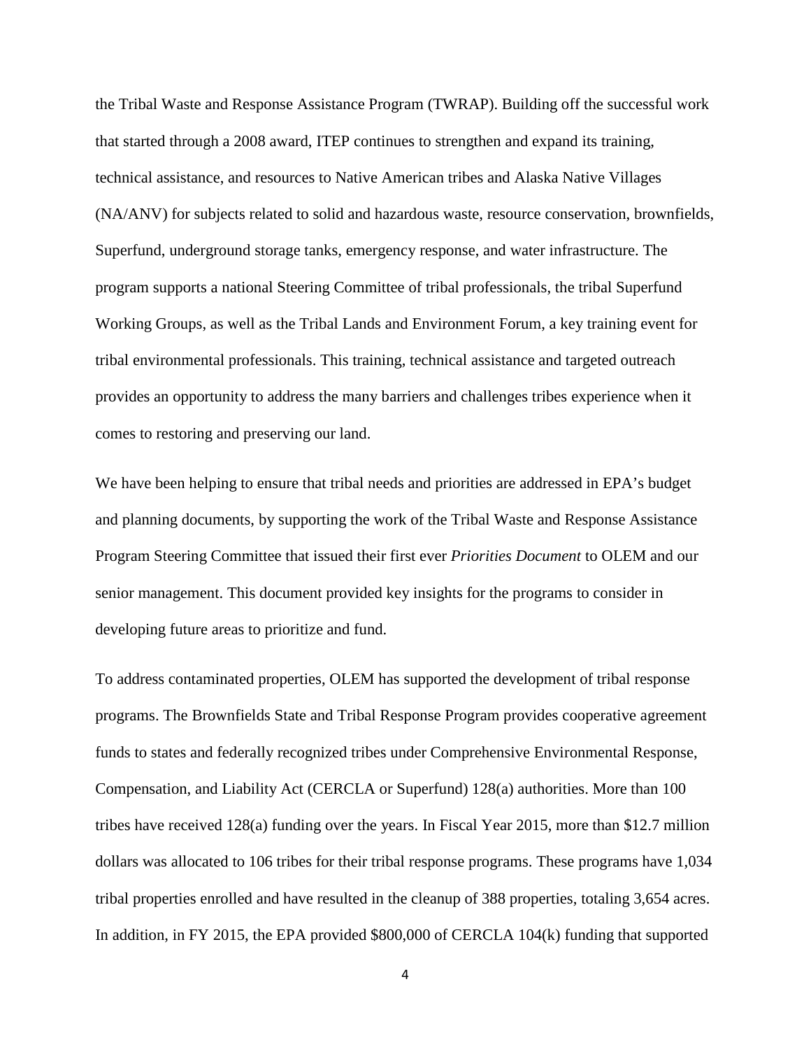the Tribal Waste and Response Assistance Program (TWRAP). Building off the successful work that started through a 2008 award, ITEP continues to strengthen and expand its training, technical assistance, and resources to Native American tribes and Alaska Native Villages (NA/ANV) for subjects related to solid and hazardous waste, resource conservation, brownfields, Superfund, underground storage tanks, emergency response, and water infrastructure. The program supports a national Steering Committee of tribal professionals, the tribal Superfund Working Groups, as well as the Tribal Lands and Environment Forum, a key training event for tribal environmental professionals. This training, technical assistance and targeted outreach provides an opportunity to address the many barriers and challenges tribes experience when it comes to restoring and preserving our land.

We have been helping to ensure that tribal needs and priorities are addressed in EPA's budget and planning documents, by supporting the work of the Tribal Waste and Response Assistance Program Steering Committee that issued their first ever *Priorities Document* to OLEM and our senior management. This document provided key insights for the programs to consider in developing future areas to prioritize and fund.

To address contaminated properties, OLEM has supported the development of tribal response programs. The Brownfields State and Tribal Response Program provides cooperative agreement funds to states and federally recognized tribes under Comprehensive Environmental Response, Compensation, and Liability Act (CERCLA or Superfund) 128(a) authorities. More than 100 tribes have received 128(a) funding over the years. In Fiscal Year 2015, more than $12.7 million dollars was allocated to 106 tribes for their tribal response programs. These programs have 1,034 tribal properties enrolled and have resulted in the cleanup of 388 properties, totaling 3,654 acres. In addition, in FY 2015, the EPA provided $800,000 of CERCLA 104(k) funding that supported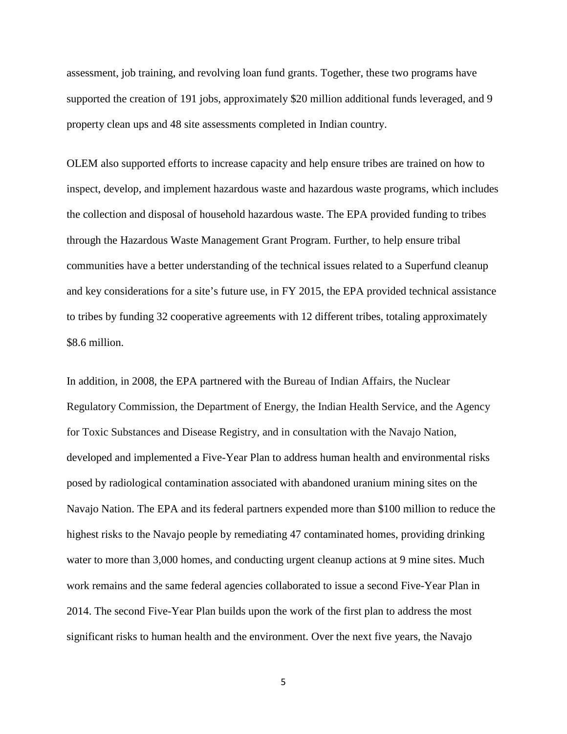assessment, job training, and revolving loan fund grants. Together, these two programs have supported the creation of 191 jobs, approximately $20 million additional funds leveraged, and 9 property clean ups and 48 site assessments completed in Indian country.

OLEM also supported efforts to increase capacity and help ensure tribes are trained on how to inspect, develop, and implement hazardous waste and hazardous waste programs, which includes the collection and disposal of household hazardous waste. The EPA provided funding to tribes through the Hazardous Waste Management Grant Program. Further, to help ensure tribal communities have a better understanding of the technical issues related to a Superfund cleanup and key considerations for a site's future use, in FY 2015, the EPA provided technical assistance to tribes by funding 32 cooperative agreements with 12 different tribes, totaling approximately $8.6 million.

In addition, in 2008, the EPA partnered with the Bureau of Indian Affairs, the Nuclear Regulatory Commission, the Department of Energy, the Indian Health Service, and the Agency for Toxic Substances and Disease Registry, and in consultation with the Navajo Nation, developed and implemented a Five-Year Plan to address human health and environmental risks posed by radiological contamination associated with abandoned uranium mining sites on the Navajo Nation. The EPA and its federal partners expended more than $100 million to reduce the highest risks to the Navajo people by remediating 47 contaminated homes, providing drinking water to more than 3,000 homes, and conducting urgent cleanup actions at 9 mine sites. Much work remains and the same federal agencies collaborated to issue a second Five-Year Plan in 2014. The second Five-Year Plan builds upon the work of the first plan to address the most significant risks to human health and the environment. Over the next five years, the Navajo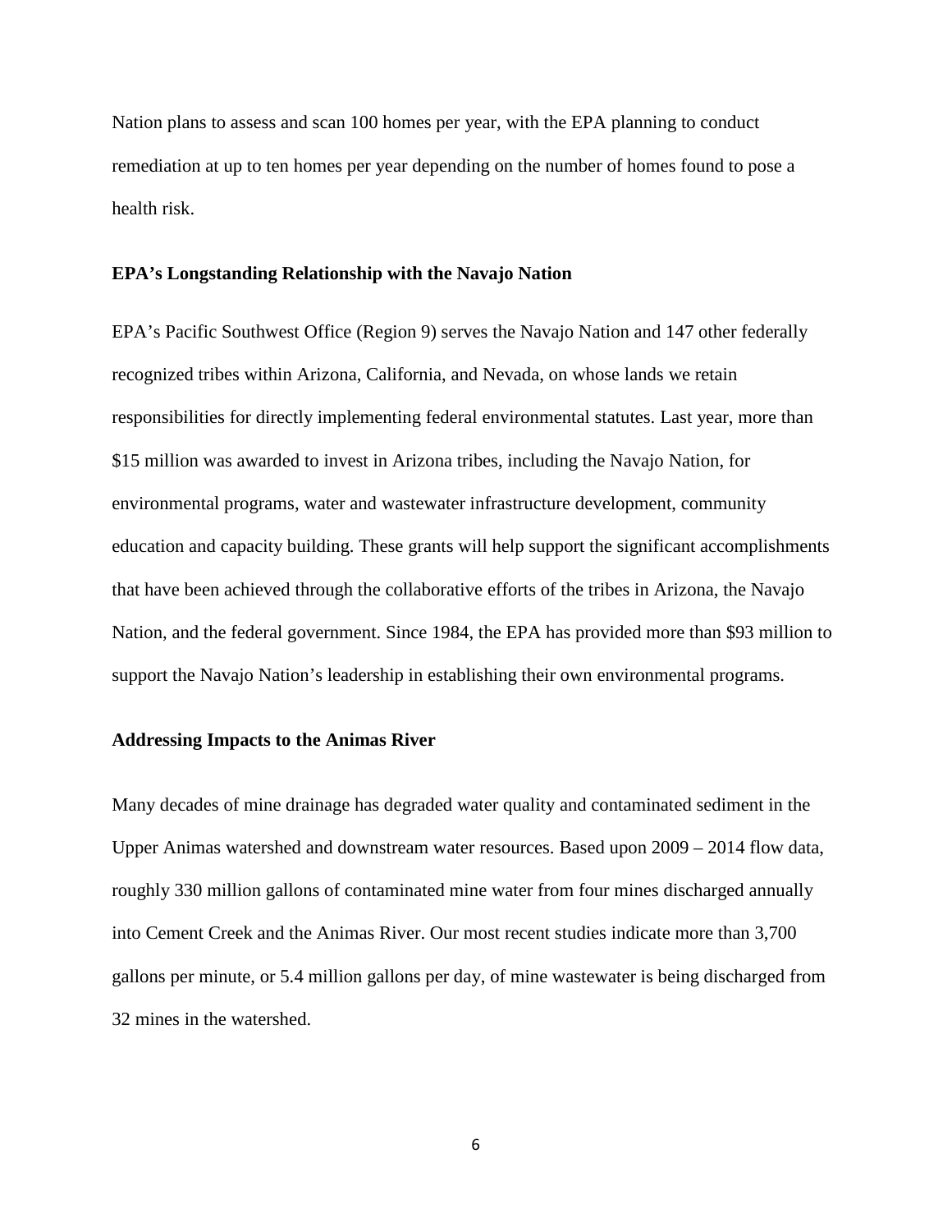Nation plans to assess and scan 100 homes per year, with the EPA planning to conduct remediation at up to ten homes per year depending on the number of homes found to pose a health risk.

**EPA's Longstanding Relationship with the Navajo Nation**

EPA's Pacific Southwest Office (Region 9) serves the Navajo Nation and 147 other federally recognized tribes within Arizona, California, and Nevada, on whose lands we retain responsibilities for directly implementing federal environmental statutes. Last year, more than $15 million was awarded to invest in Arizona tribes, including the Navajo Nation, for environmental programs, water and wastewater infrastructure development, community education and capacity building. These grants will help support the significant accomplishments that have been achieved through the collaborative efforts of the tribes in Arizona, the Navajo Nation, and the federal government. Since 1984, the EPA has provided more than $93 million to support the Navajo Nation's leadership in establishing their own environmental programs.

**Addressing Impacts to the Animas River**

Many decades of mine drainage has degraded water quality and contaminated sediment in the Upper Animas watershed and downstream water resources. Based upon 2009 – 2014 flow data, roughly 330 million gallons of contaminated mine water from four mines discharged annually into Cement Creek and the Animas River. Our most recent studies indicate more than 3,700 gallons per minute, or 5.4 million gallons per day, of mine wastewater is being discharged from 32 mines in the watershed.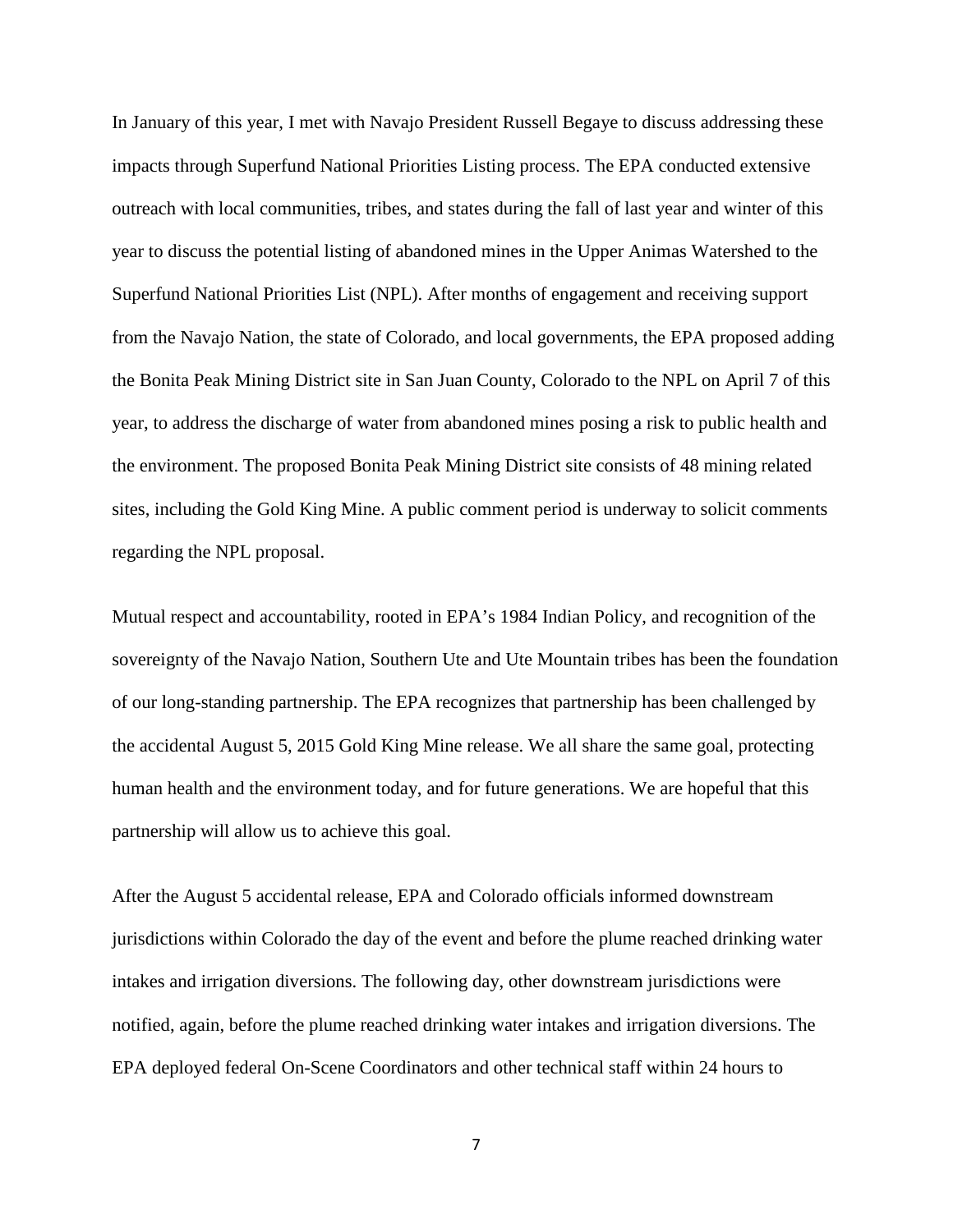In January of this year, I met with Navajo President Russell Begaye to discuss addressing these impacts through Superfund National Priorities Listing process. The EPA conducted extensive outreach with local communities, tribes, and states during the fall of last year and winter of this year to discuss the potential listing of abandoned mines in the Upper Animas Watershed to the Superfund National Priorities List (NPL). After months of engagement and receiving support from the Navajo Nation, the state of Colorado, and local governments, the EPA proposed adding the Bonita Peak Mining District site in San Juan County, Colorado to the NPL on April 7 of this year, to address the discharge of water from abandoned mines posing a risk to public health and the environment. The proposed Bonita Peak Mining District site consists of 48 mining related sites, including the Gold King Mine. A public comment period is underway to solicit comments regarding the NPL proposal.

Mutual respect and accountability, rooted in EPA's 1984 Indian Policy, and recognition of the sovereignty of the Navajo Nation, Southern Ute and Ute Mountain tribes has been the foundation of our long-standing partnership. The EPA recognizes that partnership has been challenged by the accidental August 5, 2015 Gold King Mine release. We all share the same goal, protecting human health and the environment today, and for future generations. We are hopeful that this partnership will allow us to achieve this goal.

After the August 5 accidental release, EPA and Colorado officials informed downstream jurisdictions within Colorado the day of the event and before the plume reached drinking water intakes and irrigation diversions. The following day, other downstream jurisdictions were notified, again, before the plume reached drinking water intakes and irrigation diversions. The EPA deployed federal On-Scene Coordinators and other technical staff within 24 hours to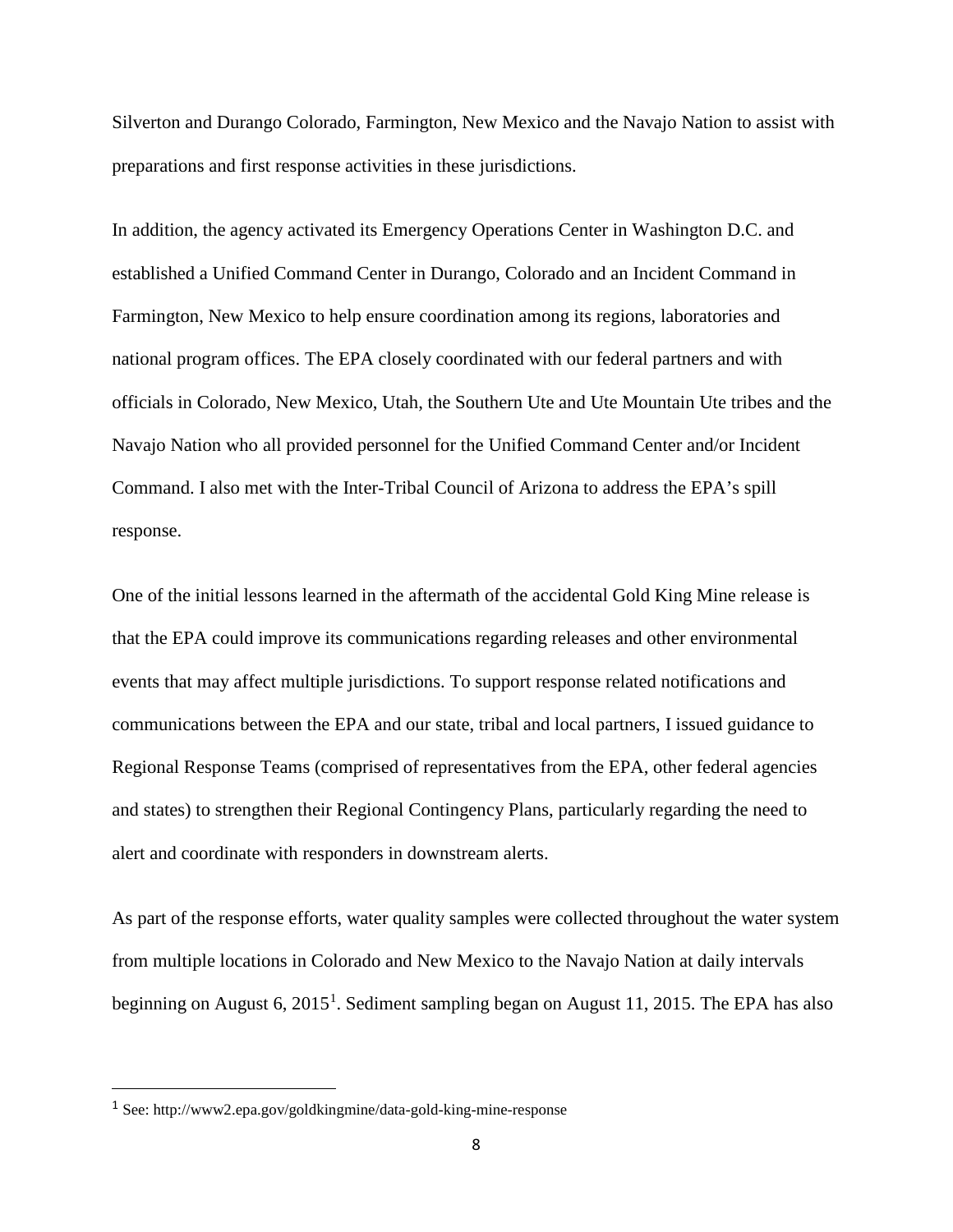Silverton and Durango Colorado, Farmington, New Mexico and the Navajo Nation to assist with preparations and first response activities in these jurisdictions.

In addition, the agency activated its Emergency Operations Center in Washington D.C. and established a Unified Command Center in Durango, Colorado and an Incident Command in Farmington, New Mexico to help ensure coordination among its regions, laboratories and national program offices. The EPA closely coordinated with our federal partners and with officials in Colorado, New Mexico, Utah, the Southern Ute and Ute Mountain Ute tribes and the Navajo Nation who all provided personnel for the Unified Command Center and/or Incident Command. I also met with the Inter-Tribal Council of Arizona to address the EPA's spill response.

One of the initial lessons learned in the aftermath of the accidental Gold King Mine release is that the EPA could improve its communications regarding releases and other environmental events that may affect multiple jurisdictions. To support response related notifications and communications between the EPA and our state, tribal and local partners, I issued guidance to Regional Response Teams (comprised of representatives from the EPA, other federal agencies and states) to strengthen their Regional Contingency Plans, particularly regarding the need to alert and coordinate with responders in downstream alerts.

As part of the response efforts, water quality samples were collected throughout the water system from multiple locations in Colorado and New Mexico to the Navajo Nation at daily intervals beginning on August 6, 2015[1]. Sediment sampling began on August 11, 2015. The EPA has also

---

[1] See: http://www2.epa.gov/goldkingmine/data-gold-king-mine-response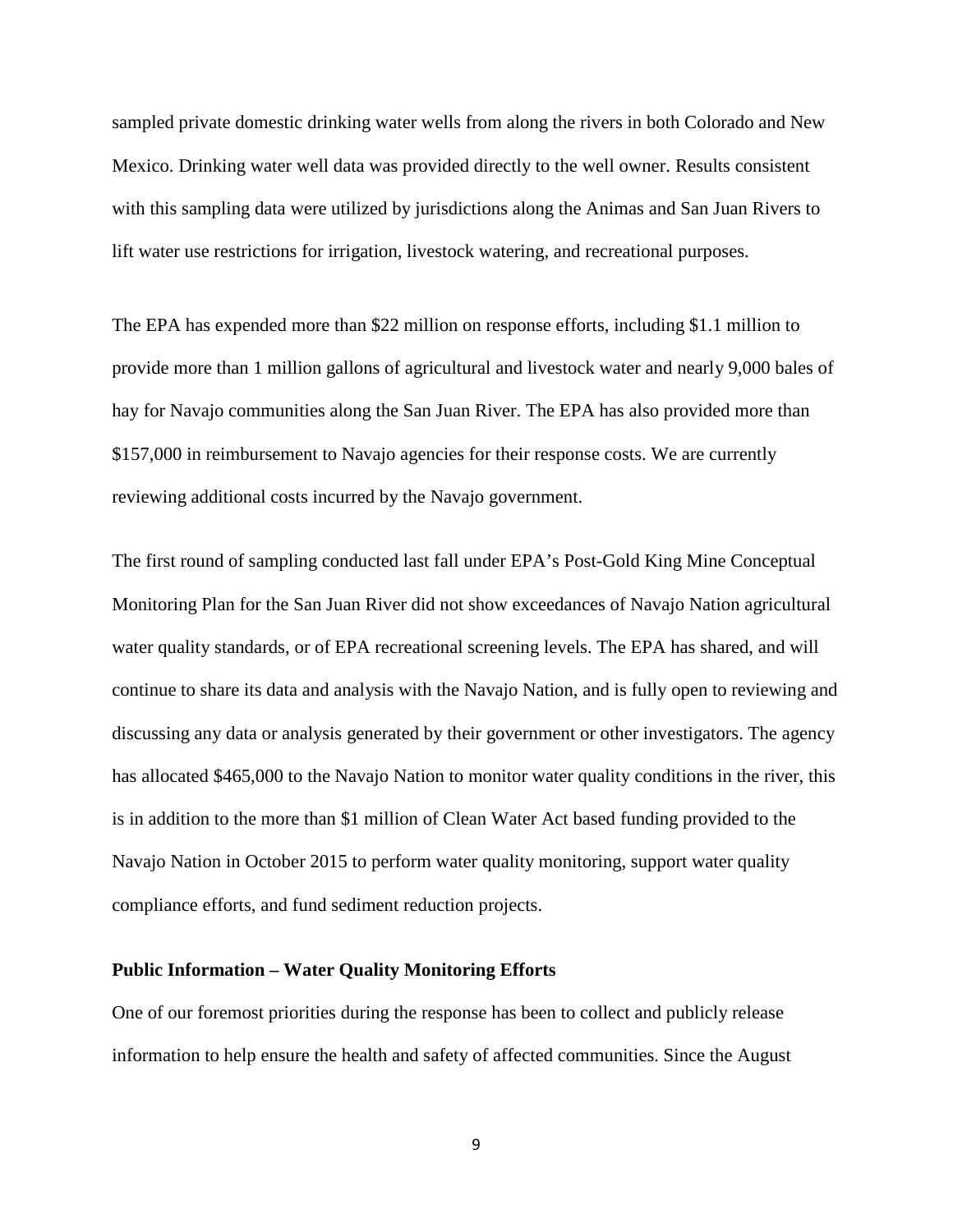sampled private domestic drinking water wells from along the rivers in both Colorado and New Mexico. Drinking water well data was provided directly to the well owner. Results consistent with this sampling data were utilized by jurisdictions along the Animas and San Juan Rivers to lift water use restrictions for irrigation, livestock watering, and recreational purposes.

The EPA has expended more than $22 million on response efforts, including $1.1 million to provide more than 1 million gallons of agricultural and livestock water and nearly 9,000 bales of hay for Navajo communities along the San Juan River. The EPA has also provided more than $157,000 in reimbursement to Navajo agencies for their response costs. We are currently reviewing additional costs incurred by the Navajo government.

The first round of sampling conducted last fall under EPA's Post-Gold King Mine Conceptual Monitoring Plan for the San Juan River did not show exceedances of Navajo Nation agricultural water quality standards, or of EPA recreational screening levels. The EPA has shared, and will continue to share its data and analysis with the Navajo Nation, and is fully open to reviewing and discussing any data or analysis generated by their government or other investigators. The agency has allocated $465,000 to the Navajo Nation to monitor water quality conditions in the river, this is in addition to the more than $1 million of Clean Water Act based funding provided to the Navajo Nation in October 2015 to perform water quality monitoring, support water quality compliance efforts, and fund sediment reduction projects.

**Public Information – Water Quality Monitoring Efforts**

One of our foremost priorities during the response has been to collect and publicly release information to help ensure the health and safety of affected communities. Since the August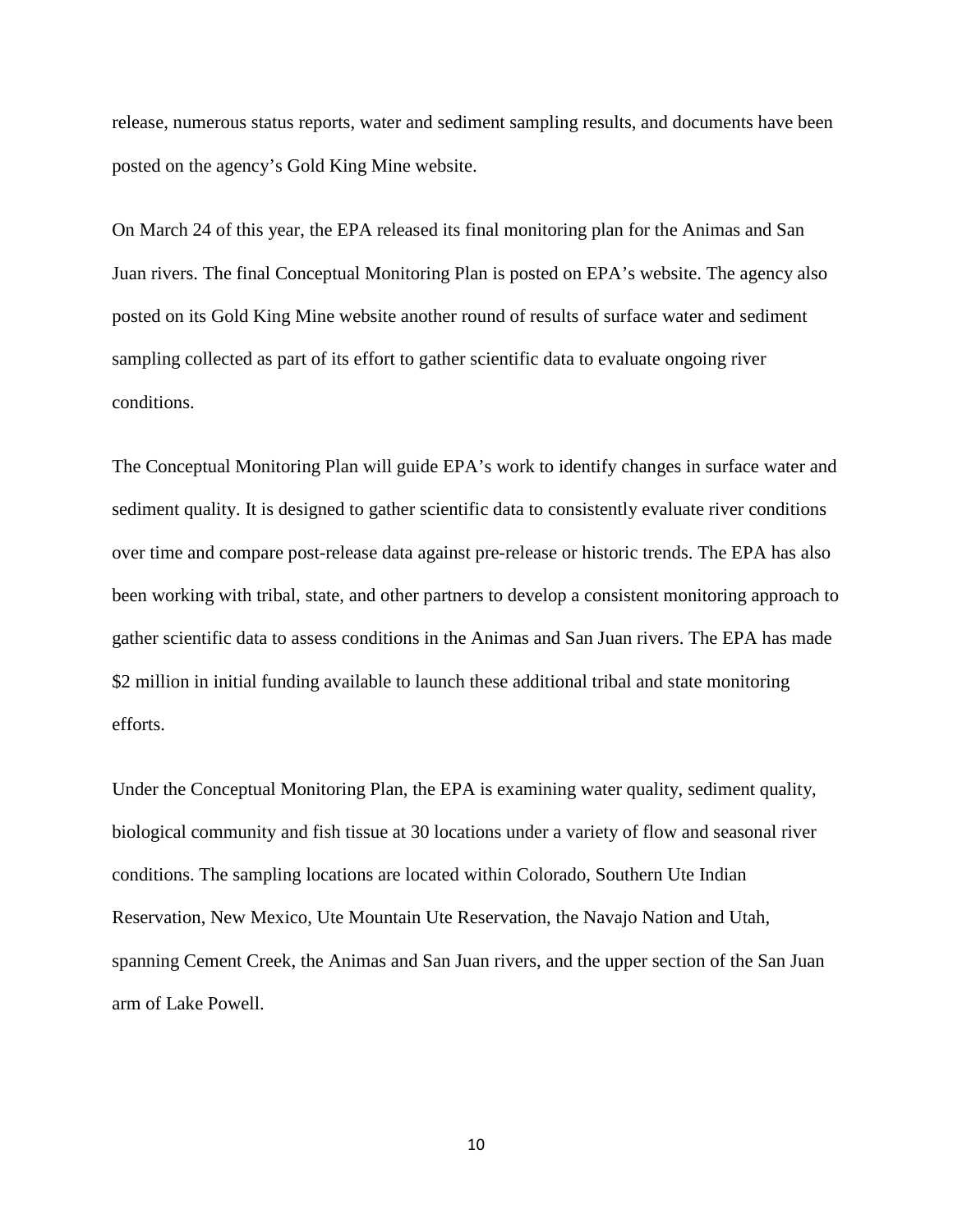release, numerous status reports, water and sediment sampling results, and documents have been posted on the agency's Gold King Mine website.

On March 24 of this year, the EPA released its final monitoring plan for the Animas and San Juan rivers. The final Conceptual Monitoring Plan is posted on EPA's website. The agency also posted on its Gold King Mine website another round of results of surface water and sediment sampling collected as part of its effort to gather scientific data to evaluate ongoing river conditions.

The Conceptual Monitoring Plan will guide EPA's work to identify changes in surface water and sediment quality. It is designed to gather scientific data to consistently evaluate river conditions over time and compare post-release data against pre-release or historic trends. The EPA has also been working with tribal, state, and other partners to develop a consistent monitoring approach to gather scientific data to assess conditions in the Animas and San Juan rivers. The EPA has made $2 million in initial funding available to launch these additional tribal and state monitoring efforts.

Under the Conceptual Monitoring Plan, the EPA is examining water quality, sediment quality, biological community and fish tissue at 30 locations under a variety of flow and seasonal river conditions. The sampling locations are located within Colorado, Southern Ute Indian Reservation, New Mexico, Ute Mountain Ute Reservation, the Navajo Nation and Utah, spanning Cement Creek, the Animas and San Juan rivers, and the upper section of the San Juan arm of Lake Powell.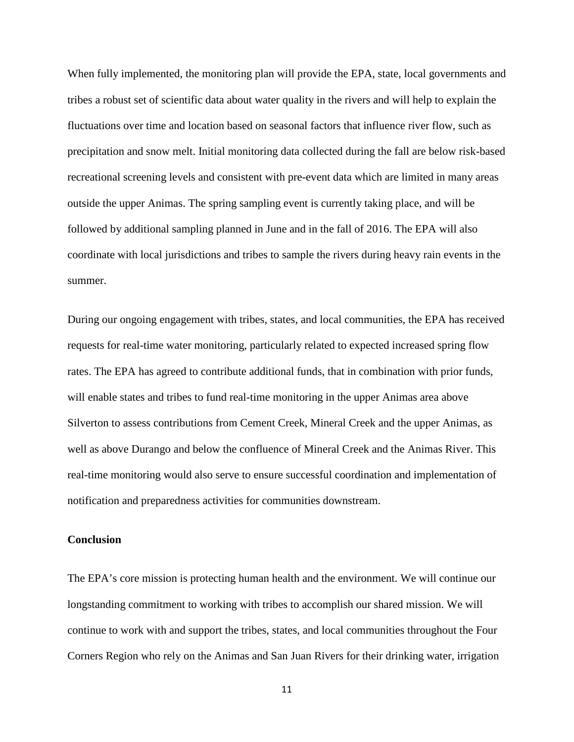When fully implemented, the monitoring plan will provide the EPA, state, local governments and tribes a robust set of scientific data about water quality in the rivers and will help to explain the fluctuations over time and location based on seasonal factors that influence river flow, such as precipitation and snow melt. Initial monitoring data collected during the fall are below risk-based recreational screening levels and consistent with pre-event data which are limited in many areas outside the upper Animas. The spring sampling event is currently taking place, and will be followed by additional sampling planned in June and in the fall of 2016. The EPA will also coordinate with local jurisdictions and tribes to sample the rivers during heavy rain events in the summer.

During our ongoing engagement with tribes, states, and local communities, the EPA has received requests for real-time water monitoring, particularly related to expected increased spring flow rates. The EPA has agreed to contribute additional funds, that in combination with prior funds, will enable states and tribes to fund real-time monitoring in the upper Animas area above Silverton to assess contributions from Cement Creek, Mineral Creek and the upper Animas, as well as above Durango and below the confluence of Mineral Creek and the Animas River. This real-time monitoring would also serve to ensure successful coordination and implementation of notification and preparedness activities for communities downstream.

**Conclusion**

The EPA's core mission is protecting human health and the environment. We will continue our longstanding commitment to working with tribes to accomplish our shared mission. We will continue to work with and support the tribes, states, and local communities throughout the Four Corners Region who rely on the Animas and San Juan Rivers for their drinking water, irrigation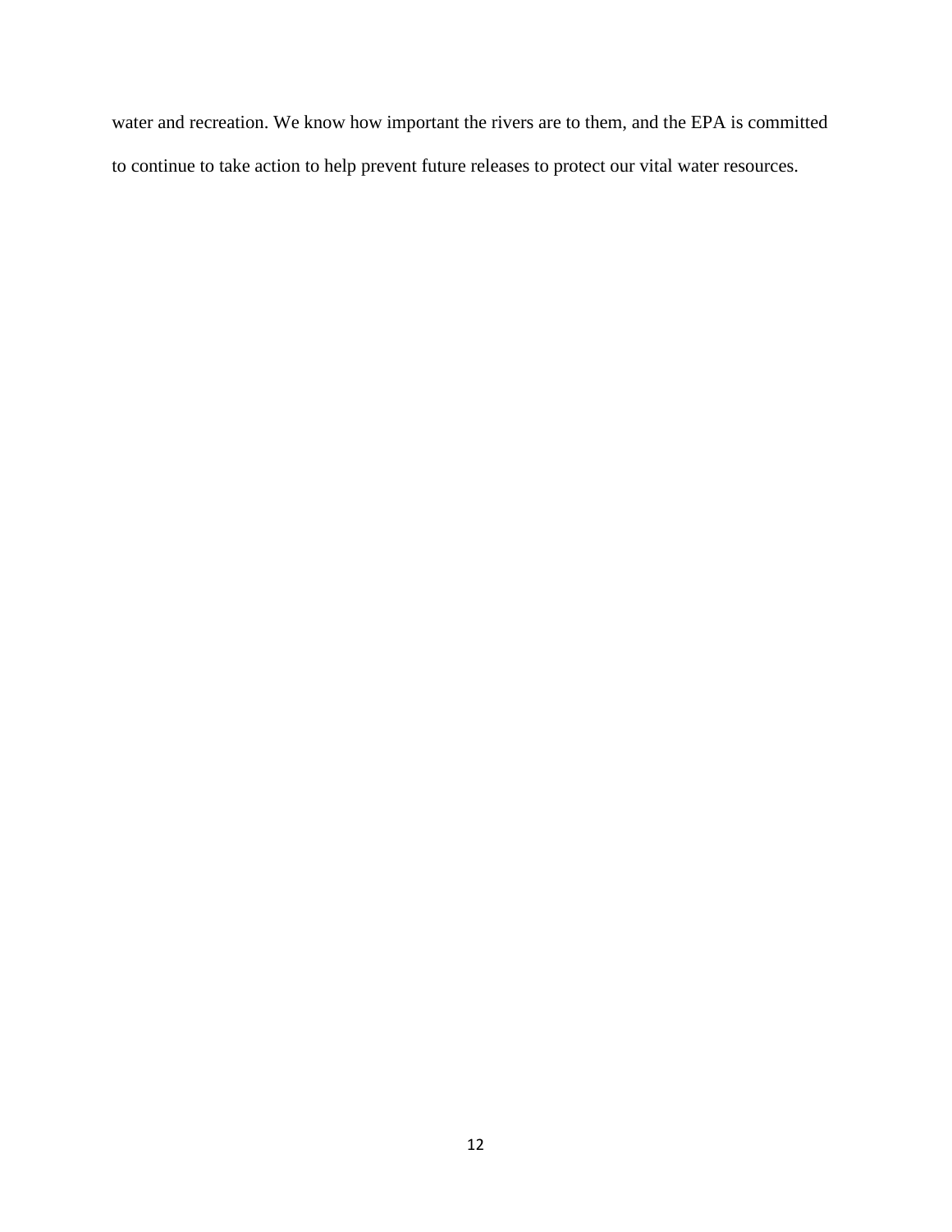water and recreation. We know how important the rivers are to them, and the EPA is committed to continue to take action to help prevent future releases to protect our vital water resources.